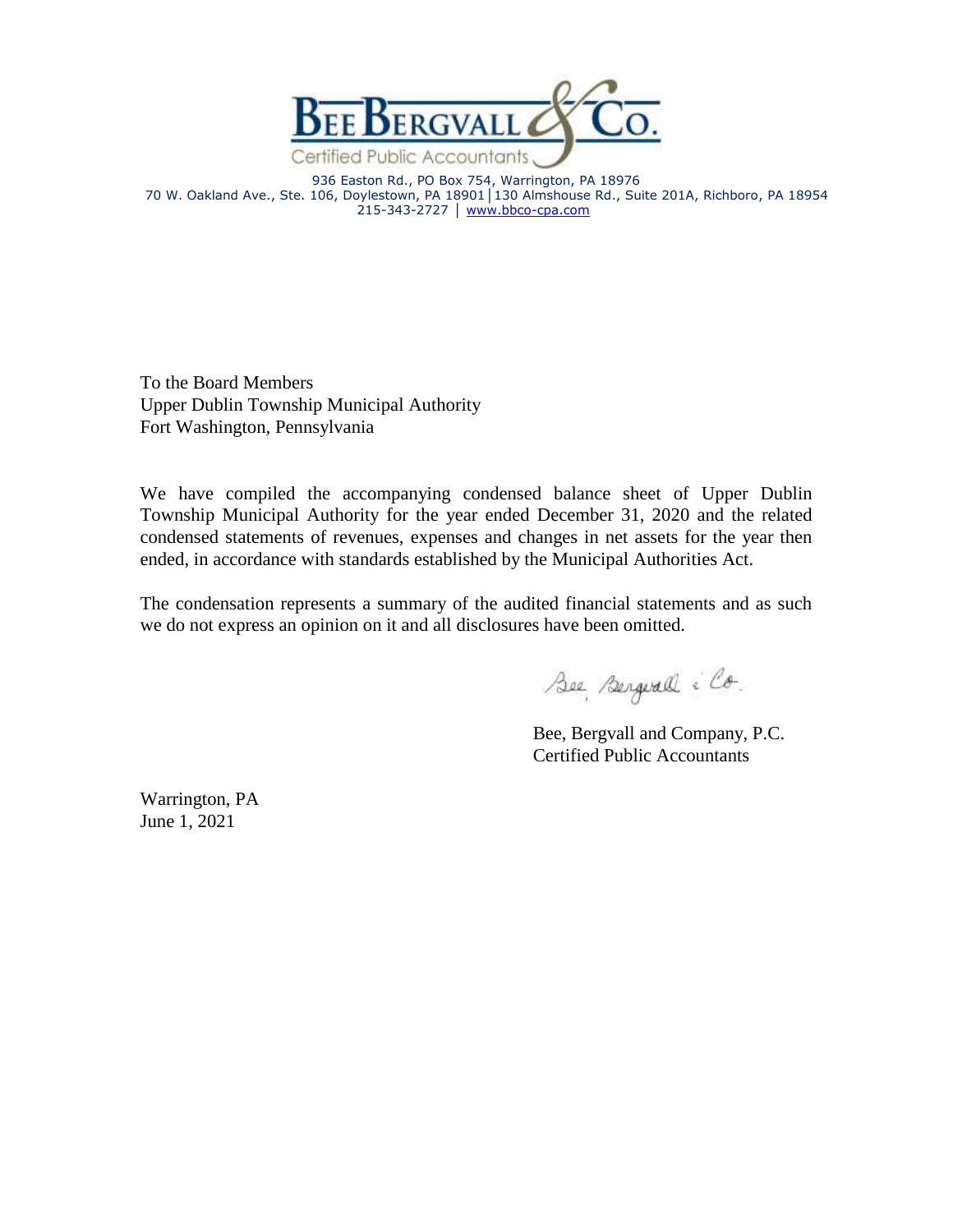# Bee Bergvall & Co.

Certified Public Accountants

936 Easton Rd., PO Box 754, Warrington, PA 18976
70 W. Oakland Ave., Ste. 106, Doylestown, PA 18901 | 130 Almshouse Rd., Suite 201A, Richboro, PA 18954
215-343-2727 | www.bbco-cpa.com

To the Board Members
Upper Dublin Township Municipal Authority
Fort Washington, Pennsylvania

We have compiled the accompanying condensed balance sheet of Upper Dublin Township Municipal Authority for the year ended December 31, 2020 and the related condensed statements of revenues, expenses and changes in net assets for the year then ended, in accordance with standards established by the Municipal Authorities Act.

The condensation represents a summary of the audited financial statements and as such we do not express an opinion on it and all disclosures have been omitted.

Bee, Bergvall & Co.

Bee, Bergvall and Company, P.C.
Certified Public Accountants

Warrington, PA
June 1, 2021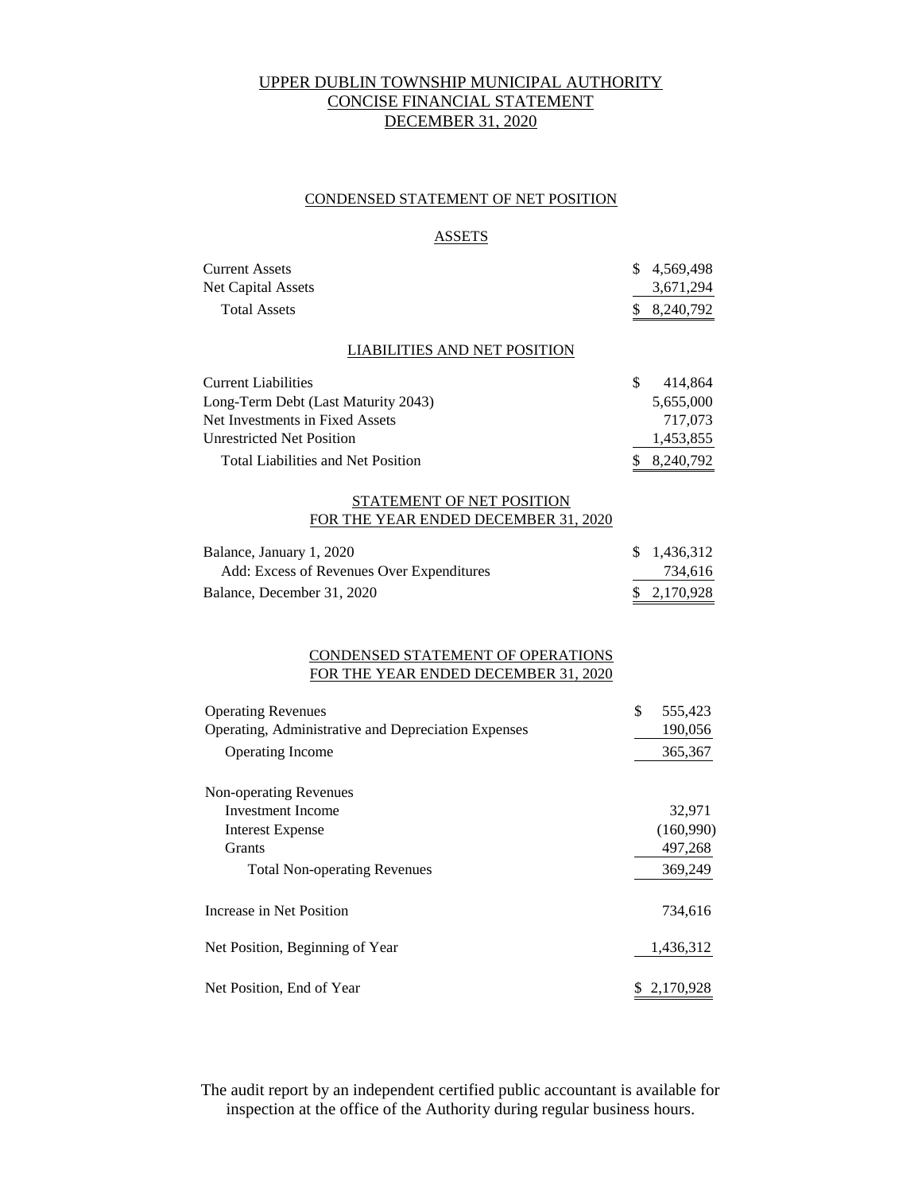# UPPER DUBLIN TOWNSHIP MUNICIPAL AUTHORITY
## CONCISE FINANCIAL STATEMENT
## DECEMBER 31, 2020

### CONDENSED STATEMENT OF NET POSITION

#### ASSETS

| | |
|---|---|
| Current Assets | $ 4,569,498 |
| Net Capital Assets | 3,671,294 |
| Total Assets | $ 8,240,792 |

#### LIABILITIES AND NET POSITION

| | |
|---|---|
| Current Liabilities | $ 414,864 |
| Long-Term Debt (Last Maturity 2043) | 5,655,000 |
| Net Investments in Fixed Assets | 717,073 |
| Unrestricted Net Position | 1,453,855 |
| Total Liabilities and Net Position | $ 8,240,792 |

### STATEMENT OF NET POSITION
### FOR THE YEAR ENDED DECEMBER 31, 2020

| | |
|---|---|
| Balance, January 1, 2020 | $ 1,436,312 |
| Add: Excess of Revenues Over Expenditures | 734,616 |
| Balance, December 31, 2020 | $ 2,170,928 |

### CONDENSED STATEMENT OF OPERATIONS
### FOR THE YEAR ENDED DECEMBER 31, 2020

| | |
|---|---|
| Operating Revenues | $ 555,423 |
| Operating, Administrative and Depreciation Expenses | 190,056 |
| Operating Income | 365,367 |
| Non-operating Revenues | |
| Investment Income | 32,971 |
| Interest Expense | (160,990) |
| Grants | 497,268 |
| Total Non-operating Revenues | 369,249 |
| Increase in Net Position | 734,616 |
| Net Position, Beginning of Year | 1,436,312 |
| Net Position, End of Year | $ 2,170,928 |

The audit report by an independent certified public accountant is available for inspection at the office of the Authority during regular business hours.